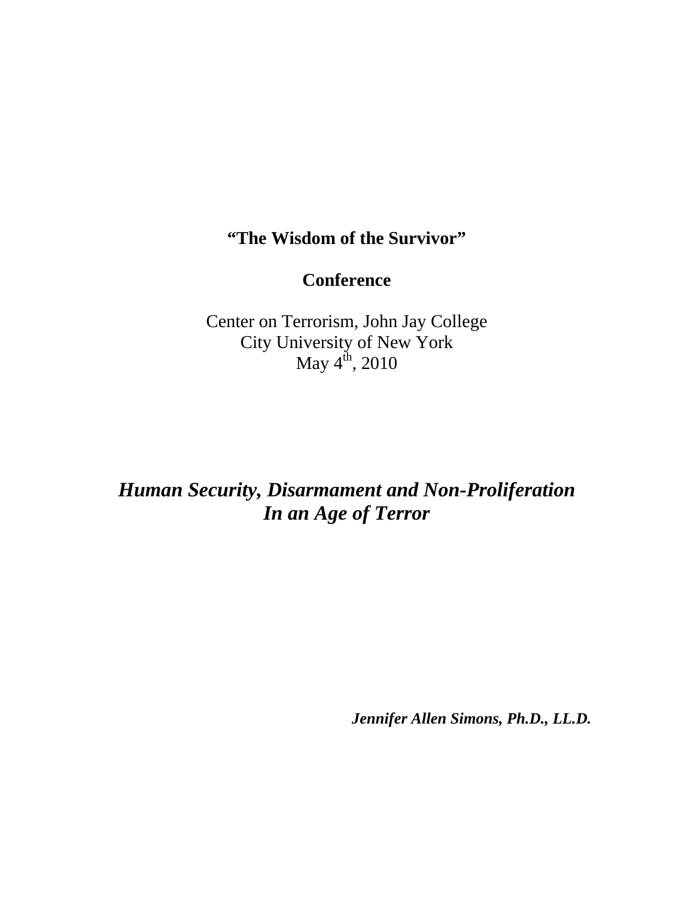**"The Wisdom of the Survivor"**

**Conference**

Center on Terrorism, John Jay College
City University of New York
May 4th, 2010

# ***Human Security, Disarmament and Non-Proliferation In an Age of Terror***

***Jennifer Allen Simons, Ph.D., LL.D.***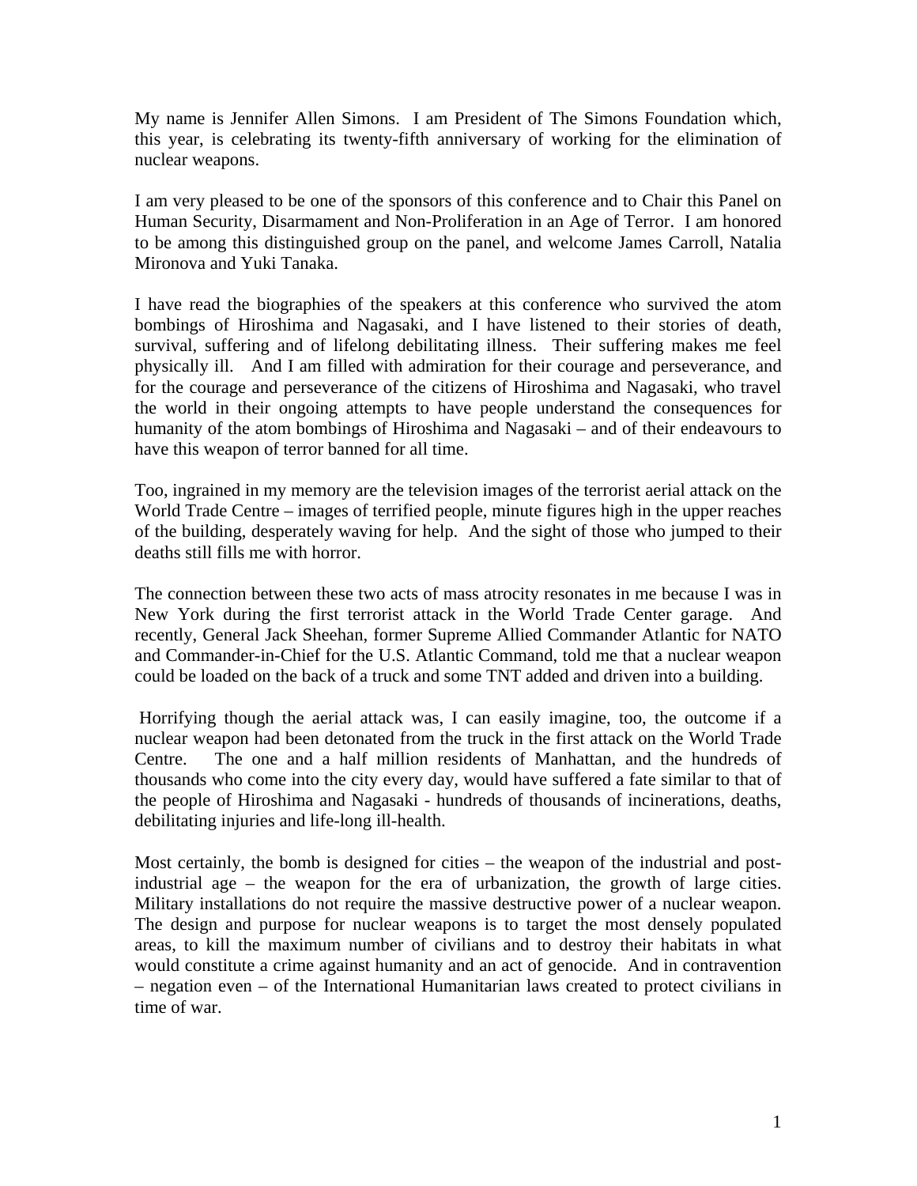My name is Jennifer Allen Simons. I am President of The Simons Foundation which, this year, is celebrating its twenty-fifth anniversary of working for the elimination of nuclear weapons.

I am very pleased to be one of the sponsors of this conference and to Chair this Panel on Human Security, Disarmament and Non-Proliferation in an Age of Terror. I am honored to be among this distinguished group on the panel, and welcome James Carroll, Natalia Mironova and Yuki Tanaka.

I have read the biographies of the speakers at this conference who survived the atom bombings of Hiroshima and Nagasaki, and I have listened to their stories of death, survival, suffering and of lifelong debilitating illness. Their suffering makes me feel physically ill. And I am filled with admiration for their courage and perseverance, and for the courage and perseverance of the citizens of Hiroshima and Nagasaki, who travel the world in their ongoing attempts to have people understand the consequences for humanity of the atom bombings of Hiroshima and Nagasaki – and of their endeavours to have this weapon of terror banned for all time.

Too, ingrained in my memory are the television images of the terrorist aerial attack on the World Trade Centre – images of terrified people, minute figures high in the upper reaches of the building, desperately waving for help. And the sight of those who jumped to their deaths still fills me with horror.

The connection between these two acts of mass atrocity resonates in me because I was in New York during the first terrorist attack in the World Trade Center garage. And recently, General Jack Sheehan, former Supreme Allied Commander Atlantic for NATO and Commander-in-Chief for the U.S. Atlantic Command, told me that a nuclear weapon could be loaded on the back of a truck and some TNT added and driven into a building.

Horrifying though the aerial attack was, I can easily imagine, too, the outcome if a nuclear weapon had been detonated from the truck in the first attack on the World Trade Centre. The one and a half million residents of Manhattan, and the hundreds of thousands who come into the city every day, would have suffered a fate similar to that of the people of Hiroshima and Nagasaki - hundreds of thousands of incinerations, deaths, debilitating injuries and life-long ill-health.

Most certainly, the bomb is designed for cities – the weapon of the industrial and post-industrial age – the weapon for the era of urbanization, the growth of large cities. Military installations do not require the massive destructive power of a nuclear weapon. The design and purpose for nuclear weapons is to target the most densely populated areas, to kill the maximum number of civilians and to destroy their habitats in what would constitute a crime against humanity and an act of genocide. And in contravention – negation even – of the International Humanitarian laws created to protect civilians in time of war.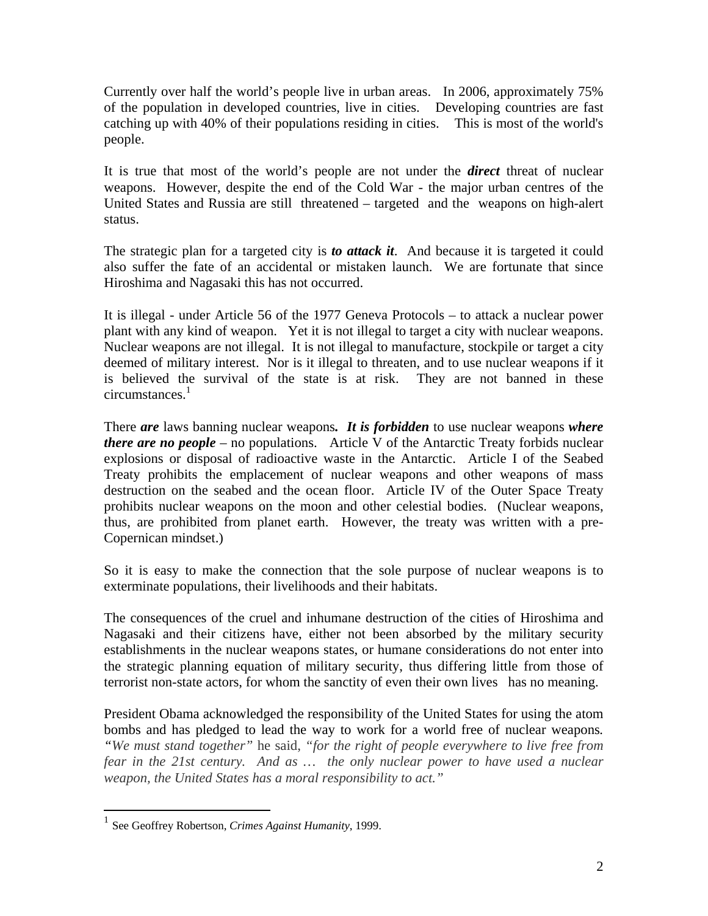Currently over half the world's people live in urban areas. In 2006, approximately 75% of the population in developed countries, live in cities. Developing countries are fast catching up with 40% of their populations residing in cities. This is most of the world's people.

It is true that most of the world's people are not under the ***direct*** threat of nuclear weapons. However, despite the end of the Cold War - the major urban centres of the United States and Russia are still threatened – targeted and the weapons on high-alert status.

The strategic plan for a targeted city is ***to attack it***. And because it is targeted it could also suffer the fate of an accidental or mistaken launch. We are fortunate that since Hiroshima and Nagasaki this has not occurred.

It is illegal - under Article 56 of the 1977 Geneva Protocols – to attack a nuclear power plant with any kind of weapon. Yet it is not illegal to target a city with nuclear weapons. Nuclear weapons are not illegal. It is not illegal to manufacture, stockpile or target a city deemed of military interest. Nor is it illegal to threaten, and to use nuclear weapons if it is believed the survival of the state is at risk. They are not banned in these circumstances.[1]

There ***are*** laws banning nuclear weapons***. It is forbidden*** to use nuclear weapons ***where there are no people*** – no populations. Article V of the Antarctic Treaty forbids nuclear explosions or disposal of radioactive waste in the Antarctic. Article I of the Seabed Treaty prohibits the emplacement of nuclear weapons and other weapons of mass destruction on the seabed and the ocean floor. Article IV of the Outer Space Treaty prohibits nuclear weapons on the moon and other celestial bodies. (Nuclear weapons, thus, are prohibited from planet earth. However, the treaty was written with a pre-Copernican mindset.)

So it is easy to make the connection that the sole purpose of nuclear weapons is to exterminate populations, their livelihoods and their habitats.

The consequences of the cruel and inhumane destruction of the cities of Hiroshima and Nagasaki and their citizens have, either not been absorbed by the military security establishments in the nuclear weapons states, or humane considerations do not enter into the strategic planning equation of military security, thus differing little from those of terrorist non-state actors, for whom the sanctity of even their own lives has no meaning.

President Obama acknowledged the responsibility of the United States for using the atom bombs and has pledged to lead the way to work for a world free of nuclear weapons. *"We must stand together"* he said, *"for the right of people everywhere to live free from fear in the 21st century. And as … the only nuclear power to have used a nuclear weapon, the United States has a moral responsibility to act."*

---

[1] See Geoffrey Robertson, *Crimes Against Humanity*, 1999.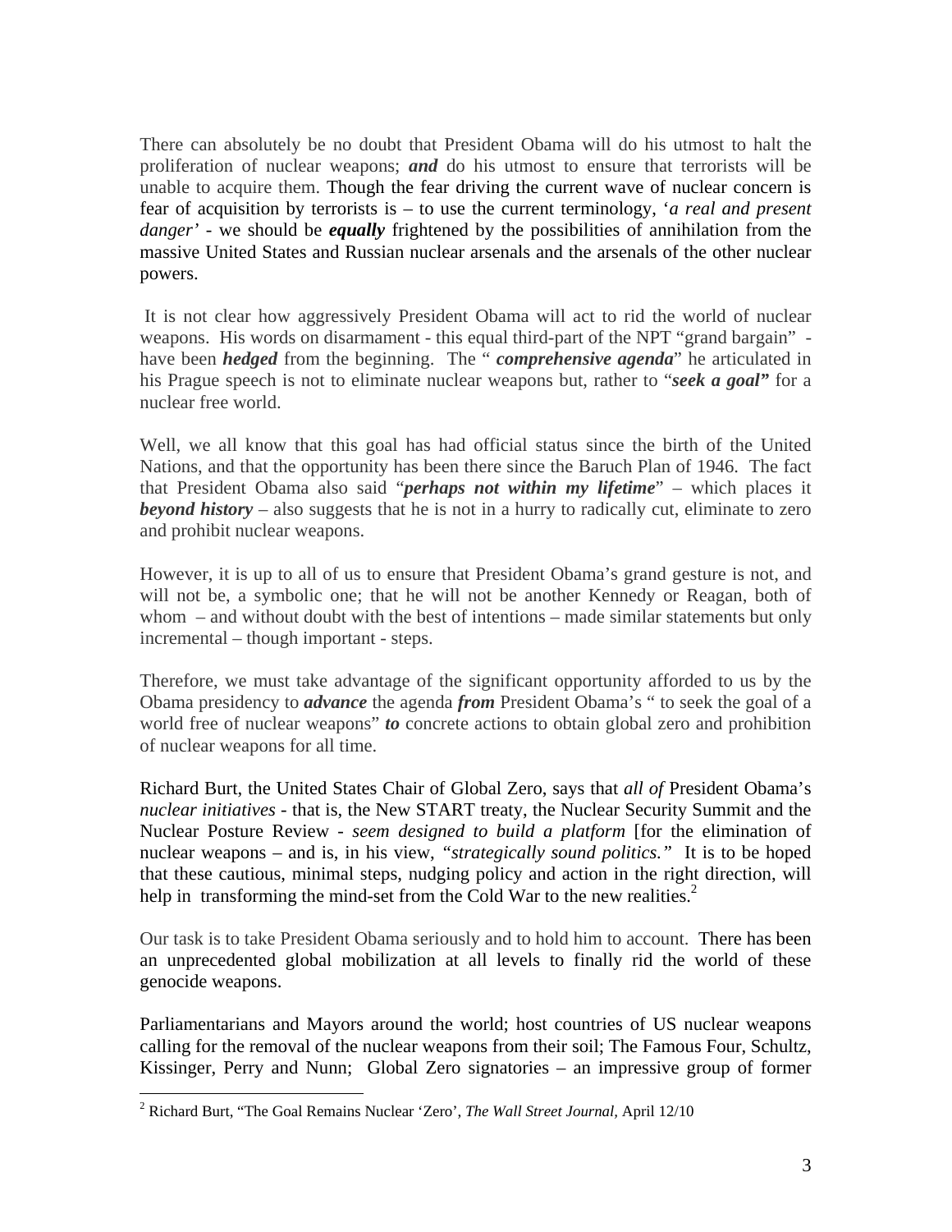There can absolutely be no doubt that President Obama will do his utmost to halt the proliferation of nuclear weapons; ***and*** do his utmost to ensure that terrorists will be unable to acquire them. Though the fear driving the current wave of nuclear concern is fear of acquisition by terrorists is – to use the current terminology, '*a real and present danger'* - we should be ***equally*** frightened by the possibilities of annihilation from the massive United States and Russian nuclear arsenals and the arsenals of the other nuclear powers.

It is not clear how aggressively President Obama will act to rid the world of nuclear weapons. His words on disarmament - this equal third-part of the NPT "grand bargain" - have been ***hedged*** from the beginning. The " ***comprehensive agenda***" he articulated in his Prague speech is not to eliminate nuclear weapons but, rather to "***seek a goal"*** for a nuclear free world.

Well, we all know that this goal has had official status since the birth of the United Nations, and that the opportunity has been there since the Baruch Plan of 1946. The fact that President Obama also said "***perhaps not within my lifetime***" – which places it ***beyond history*** – also suggests that he is not in a hurry to radically cut, eliminate to zero and prohibit nuclear weapons.

However, it is up to all of us to ensure that President Obama's grand gesture is not, and will not be, a symbolic one; that he will not be another Kennedy or Reagan, both of whom – and without doubt with the best of intentions – made similar statements but only incremental – though important - steps.

Therefore, we must take advantage of the significant opportunity afforded to us by the Obama presidency to ***advance*** the agenda ***from*** President Obama's " to seek the goal of a world free of nuclear weapons" ***to*** concrete actions to obtain global zero and prohibition of nuclear weapons for all time.

Richard Burt, the United States Chair of Global Zero, says that *all of* President Obama's *nuclear initiatives* - that is, the New START treaty, the Nuclear Security Summit and the Nuclear Posture Review - *seem designed to build a platform* [for the elimination of nuclear weapons – and is, in his view, "*strategically sound politics."* It is to be hoped that these cautious, minimal steps, nudging policy and action in the right direction, will help in transforming the mind-set from the Cold War to the new realities.[2]

Our task is to take President Obama seriously and to hold him to account. There has been an unprecedented global mobilization at all levels to finally rid the world of these genocide weapons.

Parliamentarians and Mayors around the world; host countries of US nuclear weapons calling for the removal of the nuclear weapons from their soil; The Famous Four, Schultz, Kissinger, Perry and Nunn; Global Zero signatories – an impressive group of former

---

[2] Richard Burt, "The Goal Remains Nuclear 'Zero', *The Wall Street Journal*, April 12/10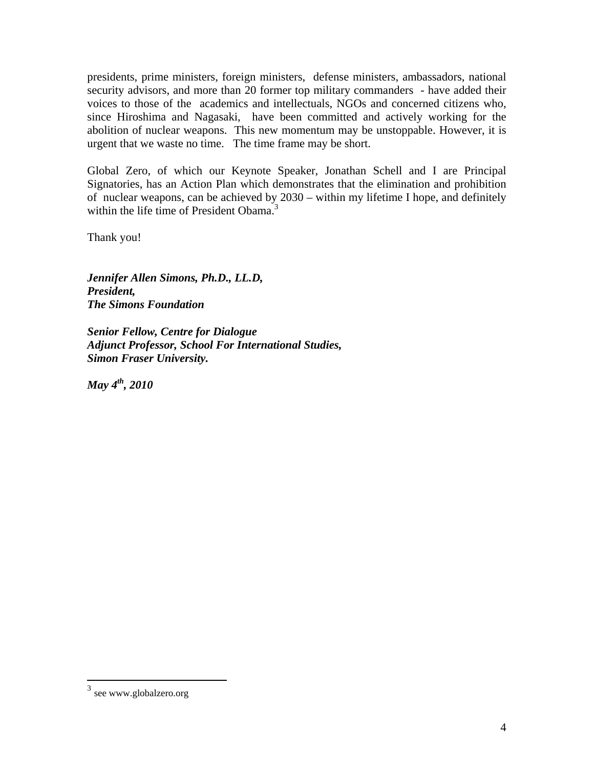presidents, prime ministers, foreign ministers, defense ministers, ambassadors, national security advisors, and more than 20 former top military commanders - have added their voices to those of the academics and intellectuals, NGOs and concerned citizens who, since Hiroshima and Nagasaki, have been committed and actively working for the abolition of nuclear weapons. This new momentum may be unstoppable. However, it is urgent that we waste no time. The time frame may be short.

Global Zero, of which our Keynote Speaker, Jonathan Schell and I are Principal Signatories, has an Action Plan which demonstrates that the elimination and prohibition of nuclear weapons, can be achieved by 2030 – within my lifetime I hope, and definitely within the life time of President Obama.[3]

Thank you!

***Jennifer Allen Simons, Ph.D., LL.D,***
***President,***
***The Simons Foundation***

***Senior Fellow, Centre for Dialogue***
***Adjunct Professor, School For International Studies,***
***Simon Fraser University.***

***May 4th, 2010***

---

[3] see www.globalzero.org